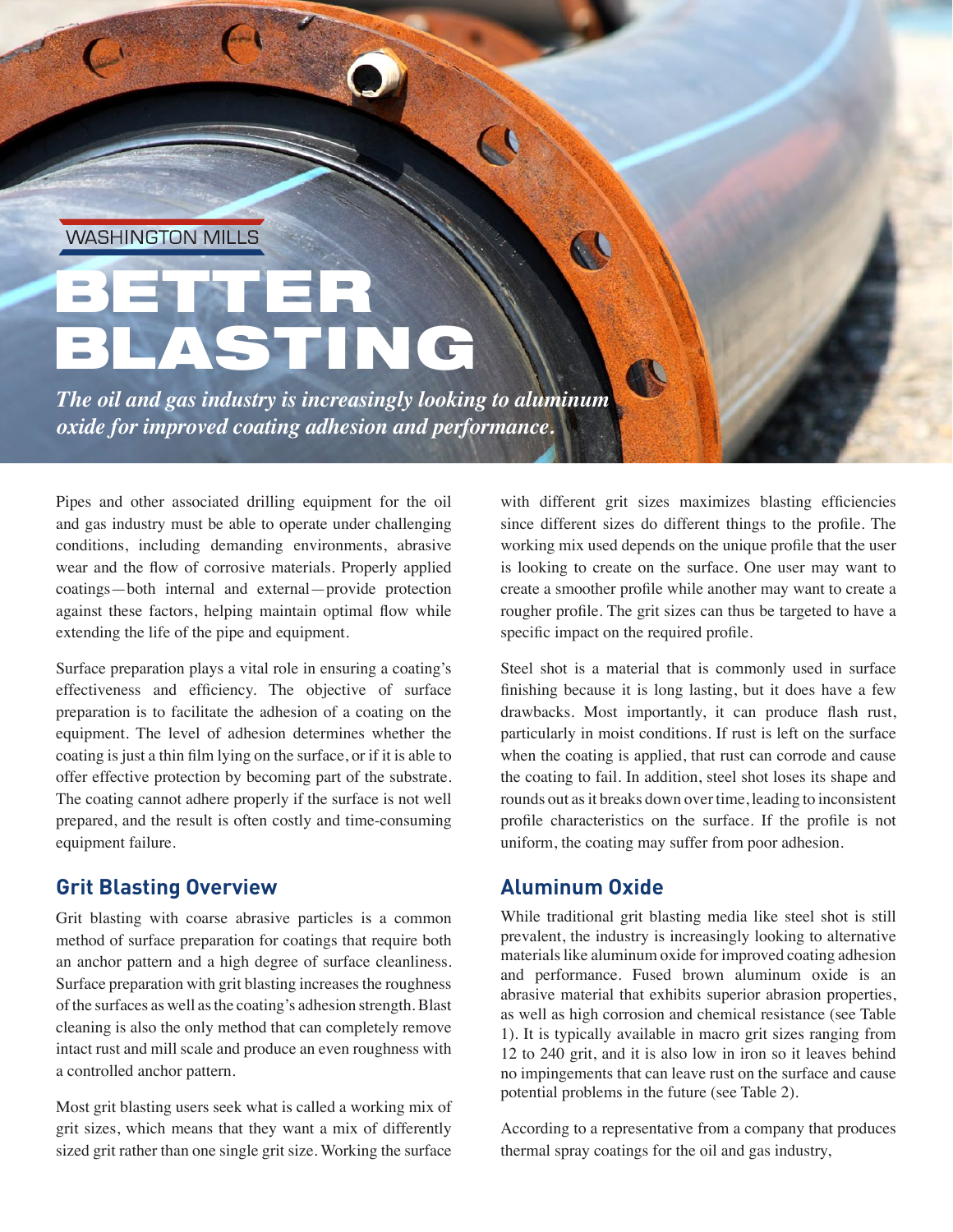WASHINGTON MILLS

# BETTER BLASTING

*The oil and gas industry is increasingly looking to aluminum oxide for improved coating adhesion and performance.*

Pipes and other associated drilling equipment for the oil and gas industry must be able to operate under challenging conditions, including demanding environments, abrasive wear and the flow of corrosive materials. Properly applied coatings—both internal and external—provide protection against these factors, helping maintain optimal flow while extending the life of the pipe and equipment.

Surface preparation plays a vital role in ensuring a coating's effectiveness and efficiency. The objective of surface preparation is to facilitate the adhesion of a coating on the equipment. The level of adhesion determines whether the coating is just a thin film lying on the surface, or if it is able to offer effective protection by becoming part of the substrate. The coating cannot adhere properly if the surface is not well prepared, and the result is often costly and time-consuming equipment failure.

## Grit Blasting Overview

Grit blasting with coarse abrasive particles is a common method of surface preparation for coatings that require both an anchor pattern and a high degree of surface cleanliness. Surface preparation with grit blasting increases the roughness of the surfaces as well as the coating's adhesion strength. Blast cleaning is also the only method that can completely remove intact rust and mill scale and produce an even roughness with a controlled anchor pattern.

Most grit blasting users seek what is called a working mix of grit sizes, which means that they want a mix of differently sized grit rather than one single grit size. Working the surface with different grit sizes maximizes blasting efficiencies since different sizes do different things to the profile. The working mix used depends on the unique profile that the user is looking to create on the surface. One user may want to create a smoother profile while another may want to create a rougher profile. The grit sizes can thus be targeted to have a specific impact on the required profile.

Steel shot is a material that is commonly used in surface finishing because it is long lasting, but it does have a few drawbacks. Most importantly, it can produce flash rust, particularly in moist conditions. If rust is left on the surface when the coating is applied, that rust can corrode and cause the coating to fail. In addition, steel shot loses its shape and rounds out as it breaks down over time, leading to inconsistent profile characteristics on the surface. If the profile is not uniform, the coating may suffer from poor adhesion.

## Aluminum Oxide

While traditional grit blasting media like steel shot is still prevalent, the industry is increasingly looking to alternative materials like aluminum oxide for improved coating adhesion and performance. Fused brown aluminum oxide is an abrasive material that exhibits superior abrasion properties, as well as high corrosion and chemical resistance (see Table 1). It is typically available in macro grit sizes ranging from 12 to 240 grit, and it is also low in iron so it leaves behind no impingements that can leave rust on the surface and cause potential problems in the future (see Table 2).

According to a representative from a company that produces thermal spray coatings for the oil and gas industry,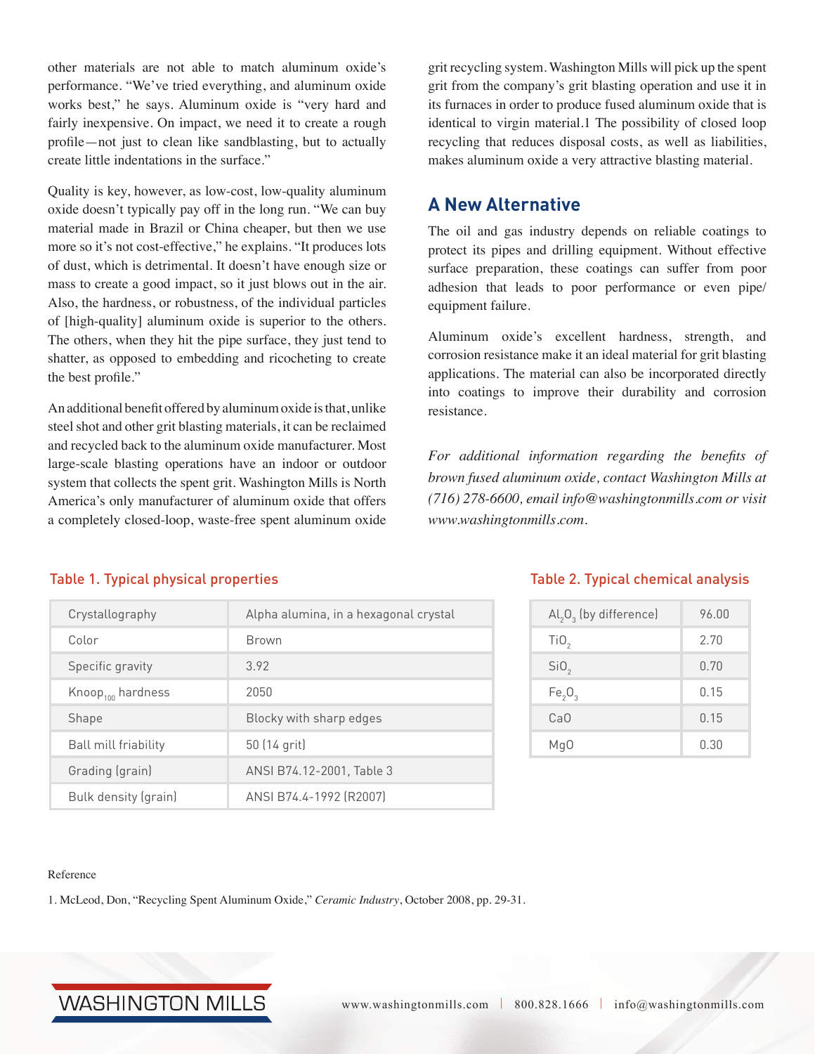other materials are not able to match aluminum oxide's performance. "We've tried everything, and aluminum oxide works best," he says. Aluminum oxide is "very hard and fairly inexpensive. On impact, we need it to create a rough profile—not just to clean like sandblasting, but to actually create little indentations in the surface."

Quality is key, however, as low-cost, low-quality aluminum oxide doesn't typically pay off in the long run. "We can buy material made in Brazil or China cheaper, but then we use more so it's not cost-effective," he explains. "It produces lots of dust, which is detrimental. It doesn't have enough size or mass to create a good impact, so it just blows out in the air. Also, the hardness, or robustness, of the individual particles of [high-quality] aluminum oxide is superior to the others. The others, when they hit the pipe surface, they just tend to shatter, as opposed to embedding and ricocheting to create the best profile."

An additional benefit offered by aluminum oxide is that, unlike steel shot and other grit blasting materials, it can be reclaimed and recycled back to the aluminum oxide manufacturer. Most large-scale blasting operations have an indoor or outdoor system that collects the spent grit. Washington Mills is North America's only manufacturer of aluminum oxide that offers a completely closed-loop, waste-free spent aluminum oxide grit recycling system. Washington Mills will pick up the spent grit from the company's grit blasting operation and use it in its furnaces in order to produce fused aluminum oxide that is identical to virgin material.[1] The possibility of closed loop recycling that reduces disposal costs, as well as liabilities, makes aluminum oxide a very attractive blasting material.

## A New Alternative

The oil and gas industry depends on reliable coatings to protect its pipes and drilling equipment. Without effective surface preparation, these coatings can suffer from poor adhesion that leads to poor performance or even pipe/equipment failure.

Aluminum oxide's excellent hardness, strength, and corrosion resistance make it an ideal material for grit blasting applications. The material can also be incorporated directly into coatings to improve their durability and corrosion resistance.

*For additional information regarding the benefits of brown fused aluminum oxide, contact Washington Mills at (716) 278-6600, email info@washingtonmills.com or visit www.washingtonmills.com.*

### Table 1. Typical physical properties

| | |
|---|---|
| Crystallography | Alpha alumina, in a hexagonal crystal |
| Color | Brown |
| Specific gravity | 3.92 |
| $Knoop_{100}$ hardness | 2050 |
| Shape | Blocky with sharp edges |
| Ball mill friability | 50 (14 grit) |
| Grading (grain) | ANSI B74.12-2001, Table 3 |
| Bulk density (grain) | ANSI B74.4-1992 (R2007) |

### Table 2. Typical chemical analysis

| | |
|---|---|
| $Al_2O_3$ (by difference) | 96.00 |
| $TiO_2$ | 2.70 |
| $SiO_2$ | 0.70 |
| $Fe_2O_3$ | 0.15 |
| CaO | 0.15 |
| MgO | 0.30 |

Reference

1. McLeod, Don, "Recycling Spent Aluminum Oxide," *Ceramic Industry*, October 2008, pp. 29-31.

WASHINGTON MILLS

www.washingtonmills.com | 800.828.1666 | info@washingtonmills.com